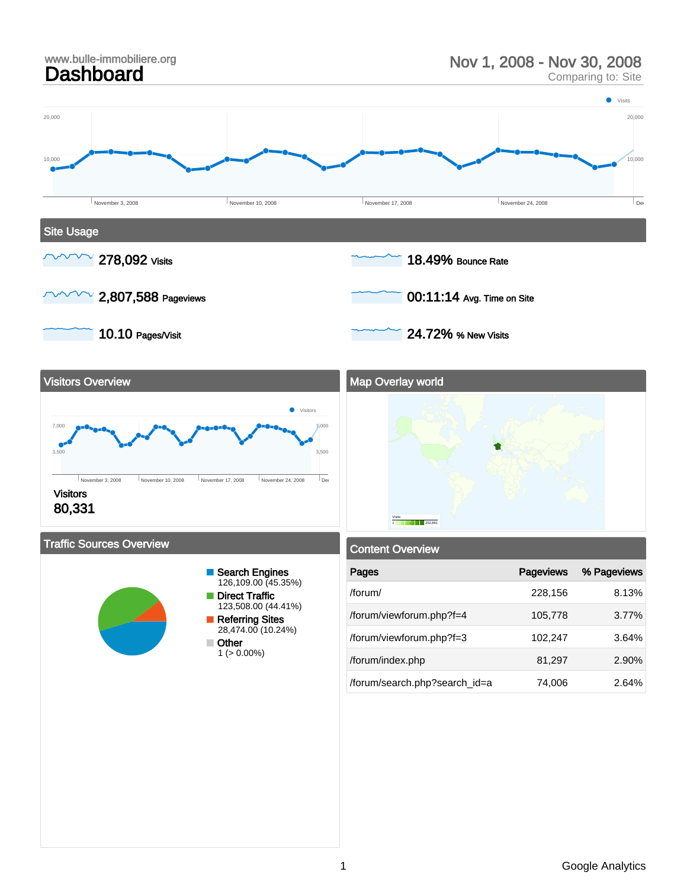www.bulle-immobiliere.org

# Dashboard

Nov 1, 2008 - Nov 30, 2008

Comparing to: Site

## Site Usage

**278,092** Visits

**2,807,588** Pageviews

**10.10** Pages/Visit

**18.49%** Bounce Rate

**00:11:14** Avg. Time on Site

**24.72%** % New Visits

## Visitors Overview

Visitors

80,331

## Map Overlay world

## Traffic Sources Overview

- **Search Engines** 126,109.00 (45.35%)
- **Direct Traffic** 123,508.00 (44.41%)
- **Referring Sites** 28,474.00 (10.24%)
- **Other** 1 (> 0.00%)

## Content Overview

| Pages | Pageviews | % Pageviews |
|---|---|---|
| /forum/ | 228,156 | 8.13% |
| /forum/viewforum.php?f=4 | 105,778 | 3.77% |
| /forum/viewforum.php?f=3 | 102,247 | 3.64% |
| /forum/index.php | 81,297 | 2.90% |
| /forum/search.php?search_id=a | 74,006 | 2.64% |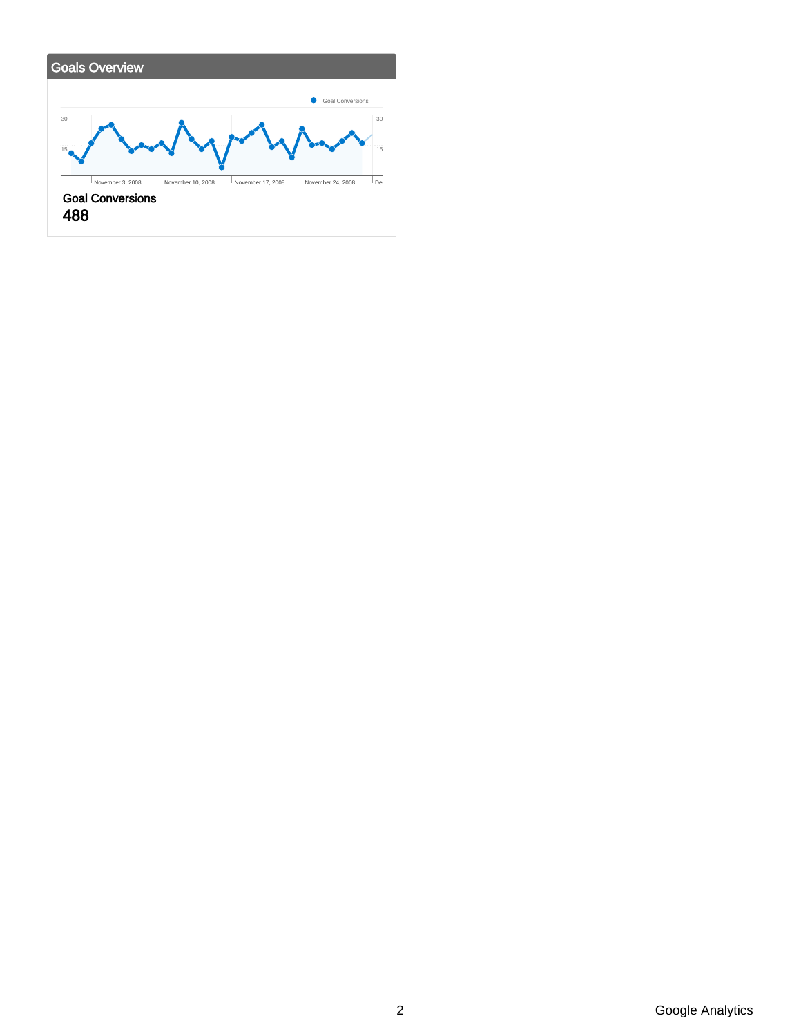## Goals Overview

Goal Conversions

30 / 15

November 3, 2008 | November 10, 2008 | November 17, 2008 | November 24, 2008

**Goal Conversions**

**488**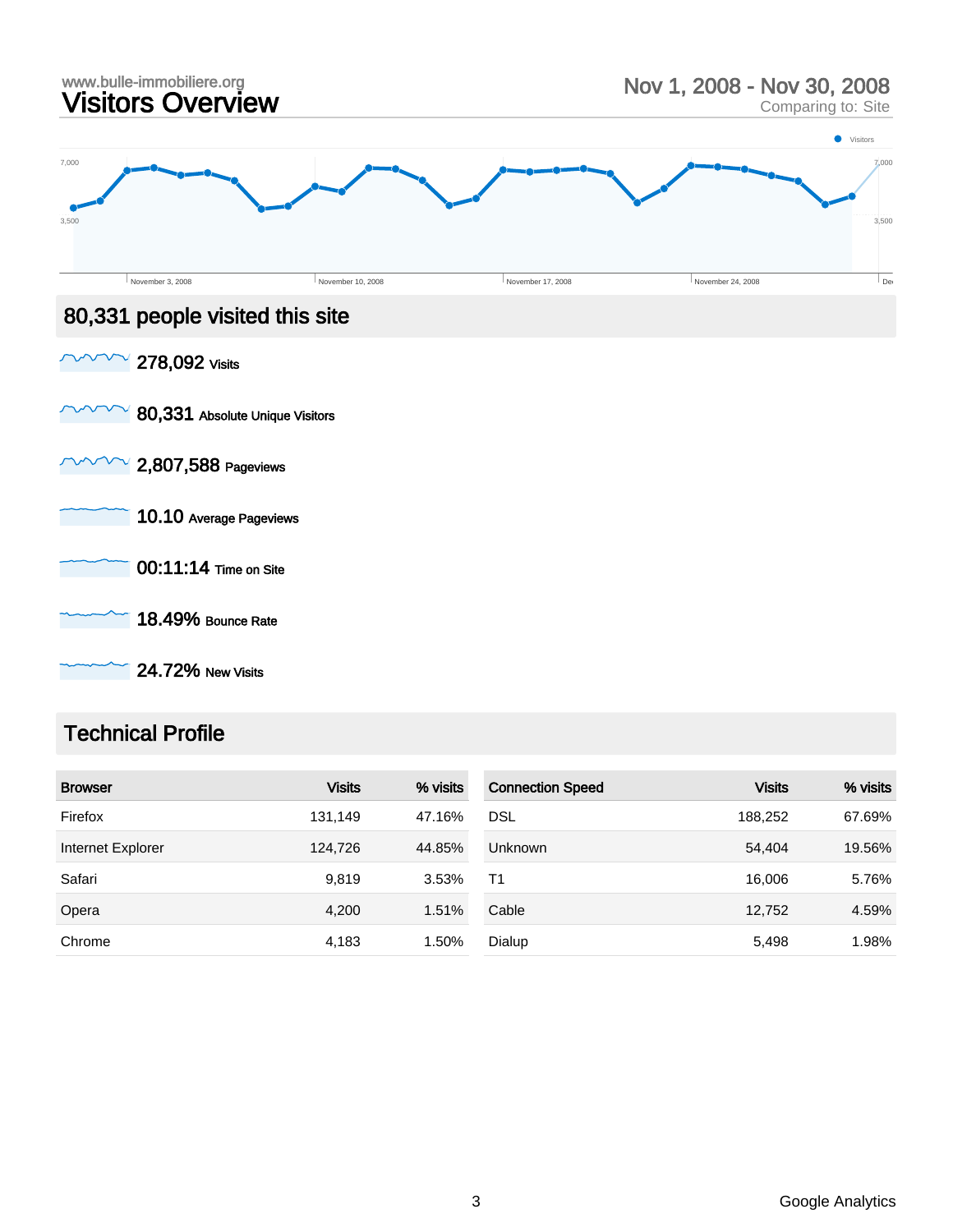www.bulle-immobiliere.org

# Visitors Overview

Nov 1, 2008 - Nov 30, 2008
Comparing to: Site

## 80,331 people visited this site

**278,092** Visits

**80,331** Absolute Unique Visitors

**2,807,588** Pageviews

**10.10** Average Pageviews

**00:11:14** Time on Site

**18.49%** Bounce Rate

**24.72%** New Visits

## Technical Profile

| Browser | Visits | % visits |
|---|---|---|
| Firefox | 131,149 | 47.16% |
| Internet Explorer | 124,726 | 44.85% |
| Safari | 9,819 | 3.53% |
| Opera | 4,200 | 1.51% |
| Chrome | 4,183 | 1.50% |

| Connection Speed | Visits | % visits |
|---|---|---|
| DSL | 188,252 | 67.69% |
| Unknown | 54,404 | 19.56% |
| T1 | 16,006 | 5.76% |
| Cable | 12,752 | 4.59% |
| Dialup | 5,498 | 1.98% |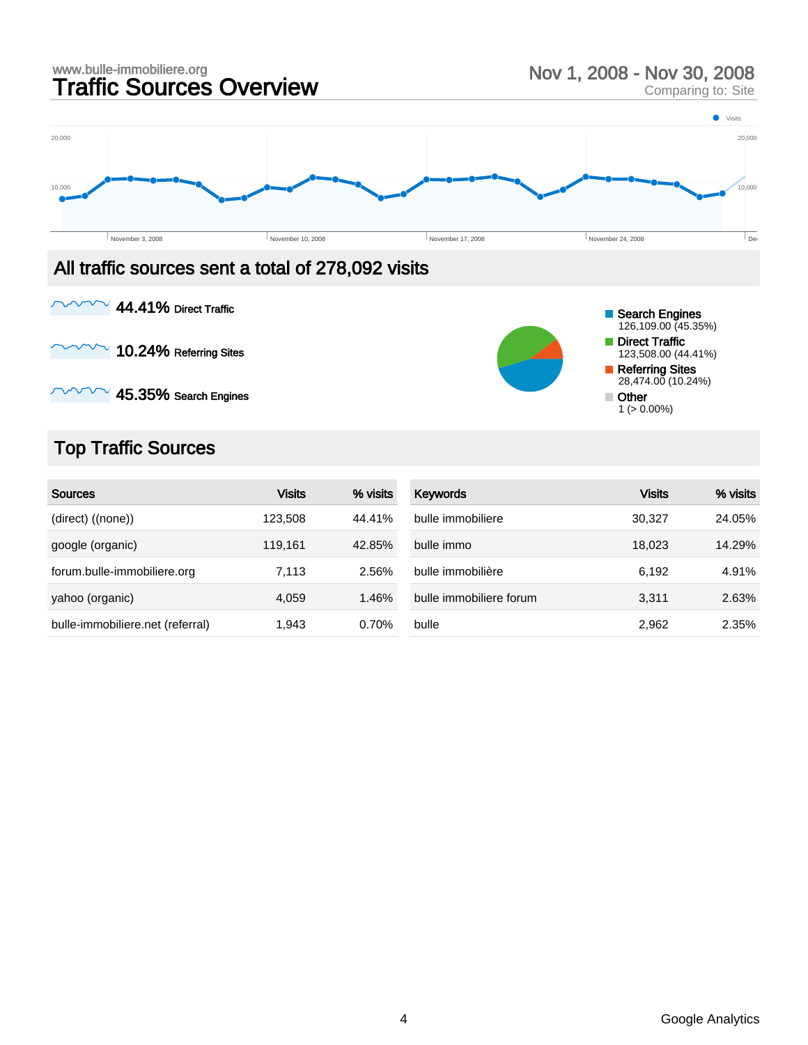www.bulle-immobiliere.org

# Traffic Sources Overview

Nov 1, 2008 - Nov 30, 2008
Comparing to: Site

Visits

20,000

10,000

November 3, 2008 | November 10, 2008 | November 17, 2008 | November 24, 2008

## All traffic sources sent a total of 278,092 visits

**44.41%** Direct Traffic

**10.24%** Referring Sites

**45.35%** Search Engines

- Search Engines 126,109.00 (45.35%)
- Direct Traffic 123,508.00 (44.41%)
- Referring Sites 28,474.00 (10.24%)
- Other 1 (> 0.00%)

## Top Traffic Sources

| Sources | Visits | % visits |
|---|---|---|
| (direct) ((none)) | 123,508 | 44.41% |
| google (organic) | 119,161 | 42.85% |
| forum.bulle-immobiliere.org | 7,113 | 2.56% |
| yahoo (organic) | 4,059 | 1.46% |
| bulle-immobiliere.net (referral) | 1,943 | 0.70% |

| Keywords | Visits | % visits |
|---|---|---|
| bulle immobiliere | 30,327 | 24.05% |
| bulle immo | 18,023 | 14.29% |
| bulle immobilière | 6,192 | 4.91% |
| bulle immobiliere forum | 3,311 | 2.63% |
| bulle | 2,962 | 2.35% |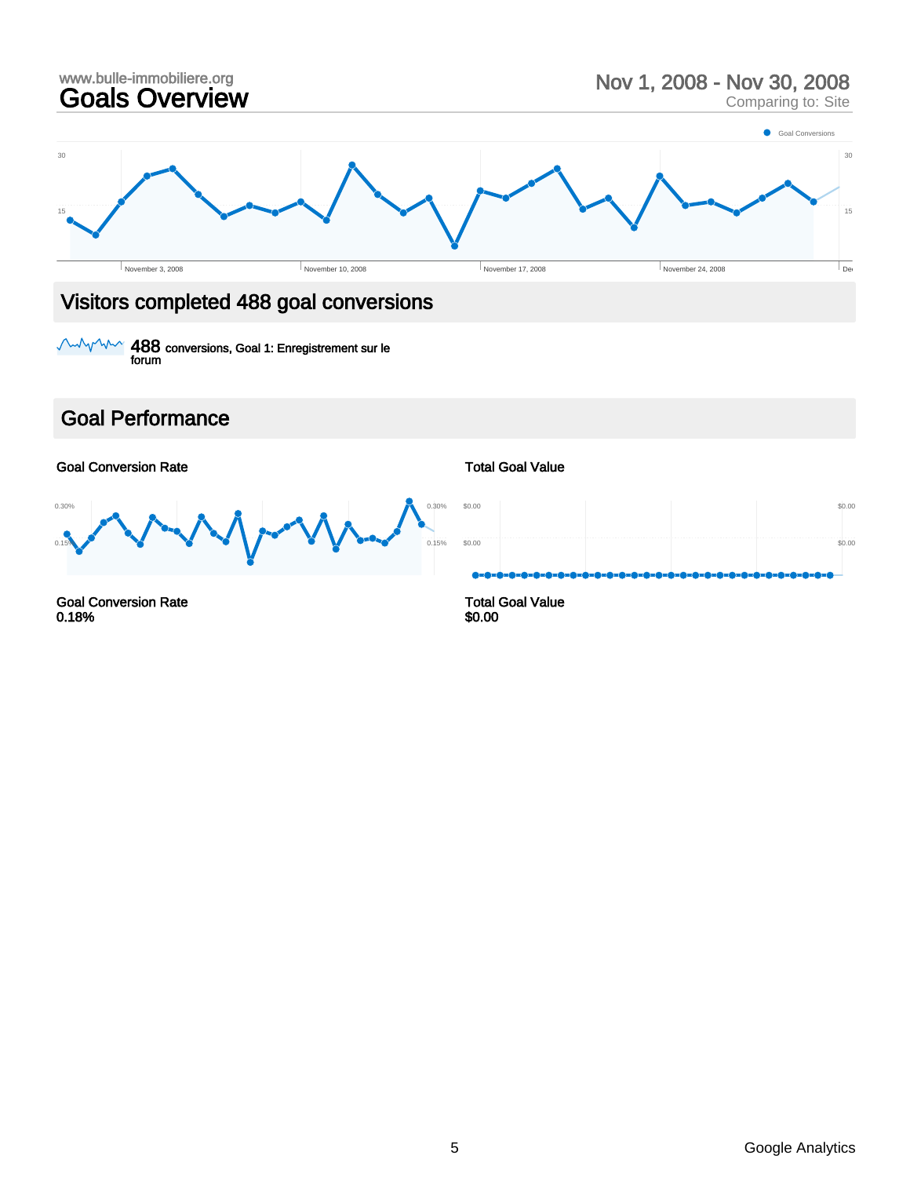www.bulle-immobiliere.org

# Goals Overview

Nov 1, 2008 - Nov 30, 2008
Comparing to: Site

## Visitors completed 488 goal conversions

488 conversions, Goal 1: Enregistrement sur le forum

## Goal Performance

### Goal Conversion Rate

Goal Conversion Rate
0.18%

### Total Goal Value

Total Goal Value
$0.00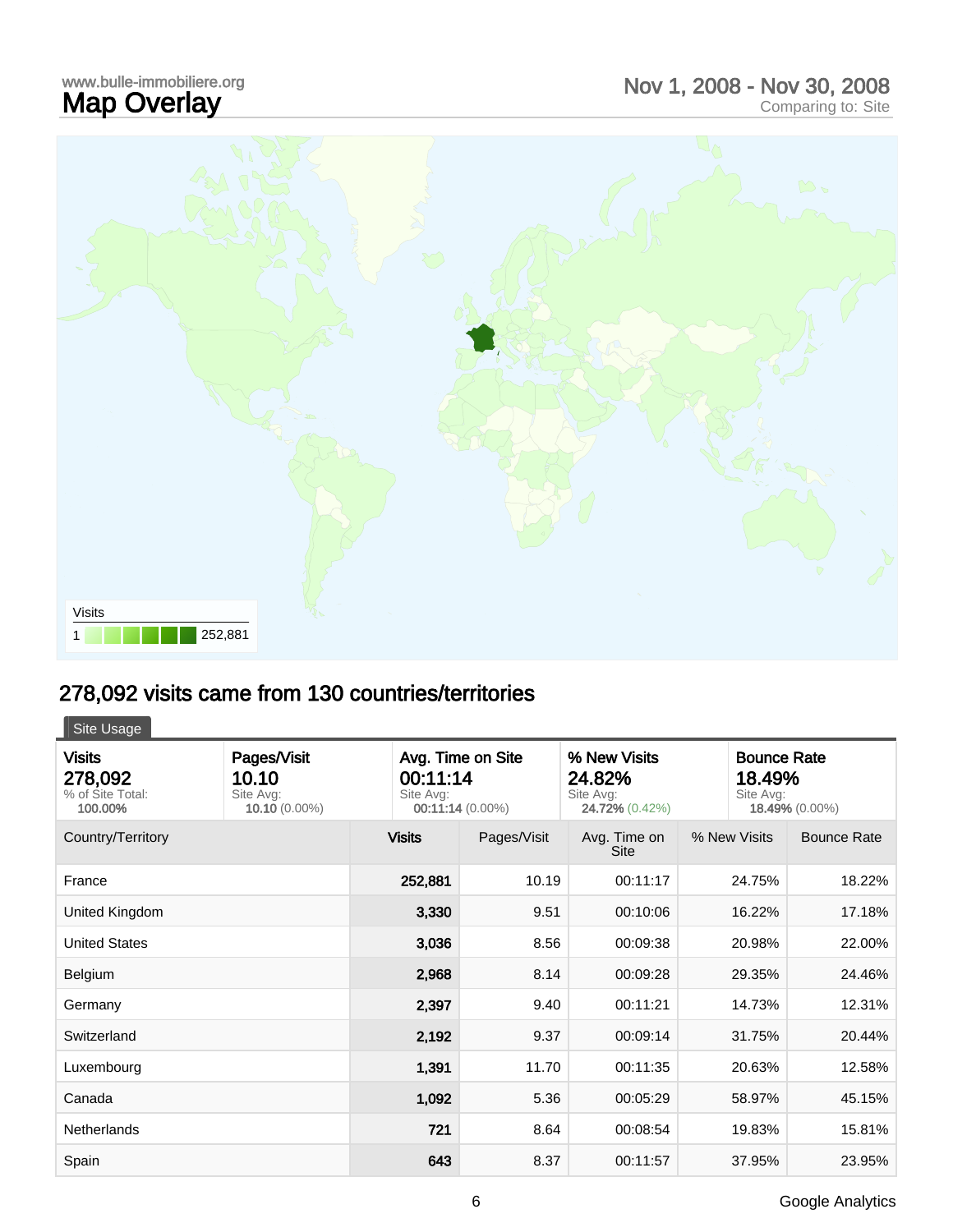www.bulle-immobiliere.org

# Map Overlay

Nov 1, 2008 - Nov 30, 2008
Comparing to: Site

Visits
1 252,881

## 278,092 visits came from 130 countries/territories

Site Usage

| Visits | Pages/Visit | Avg. Time on Site | % New Visits | Bounce Rate |
|---|---|---|---|---|
| 278,092 | 10.10 | 00:11:14 | 24.82% | 18.49% |
| % of Site Total: **100.00%** | Site Avg: **10.10** (0.00%) | Site Avg: **00:11:14** (0.00%) | Site Avg: **24.72%** (0.42%) | Site Avg: **18.49%** (0.00%) |

| Country/Territory | Visits | Pages/Visit | Avg. Time on Site | % New Visits | Bounce Rate |
|---|---|---|---|---|---|
| France | 252,881 | 10.19 | 00:11:17 | 24.75% | 18.22% |
| United Kingdom | 3,330 | 9.51 | 00:10:06 | 16.22% | 17.18% |
| United States | 3,036 | 8.56 | 00:09:38 | 20.98% | 22.00% |
| Belgium | 2,968 | 8.14 | 00:09:28 | 29.35% | 24.46% |
| Germany | 2,397 | 9.40 | 00:11:21 | 14.73% | 12.31% |
| Switzerland | 2,192 | 9.37 | 00:09:14 | 31.75% | 20.44% |
| Luxembourg | 1,391 | 11.70 | 00:11:35 | 20.63% | 12.58% |
| Canada | 1,092 | 5.36 | 00:05:29 | 58.97% | 45.15% |
| Netherlands | 721 | 8.64 | 00:08:54 | 19.83% | 15.81% |
| Spain | 643 | 8.37 | 00:11:57 | 37.95% | 23.95% |

Google Analytics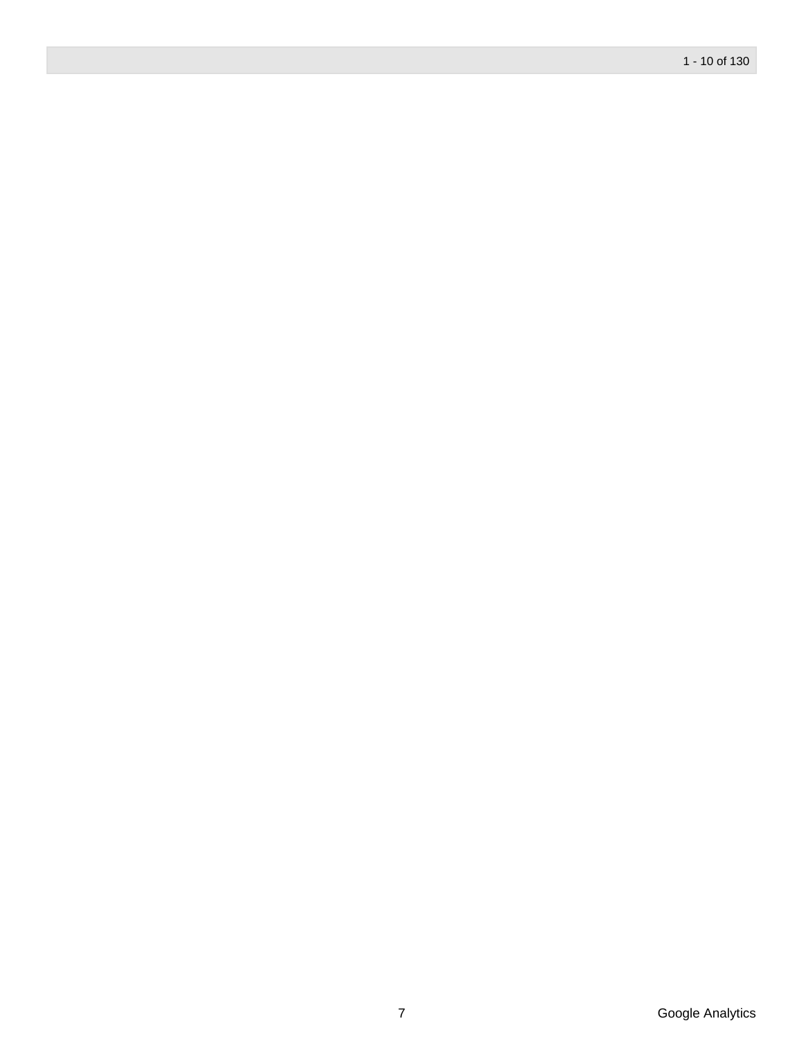1 - 10 of 130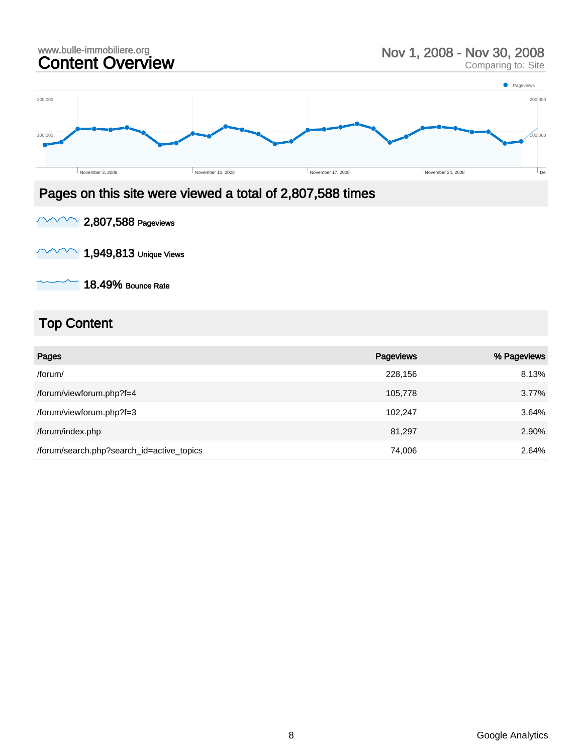www.bulle-immobiliere.org

# Content Overview

Nov 1, 2008 - Nov 30, 2008

Comparing to: Site

Pageviews

200,000

100,000

200,000

100,000

November 3, 2008

November 10, 2008

November 17, 2008

November 24, 2008

Dec

## Pages on this site were viewed a total of 2,807,588 times

**2,807,588** Pageviews

**1,949,813** Unique Views

**18.49%** Bounce Rate

## Top Content

| Pages | Pageviews | % Pageviews |
|---|---|---|
| /forum/ | 228,156 | 8.13% |
| /forum/viewforum.php?f=4 | 105,778 | 3.77% |
| /forum/viewforum.php?f=3 | 102,247 | 3.64% |
| /forum/index.php | 81,297 | 2.90% |
| /forum/search.php?search_id=active_topics | 74,006 | 2.64% |